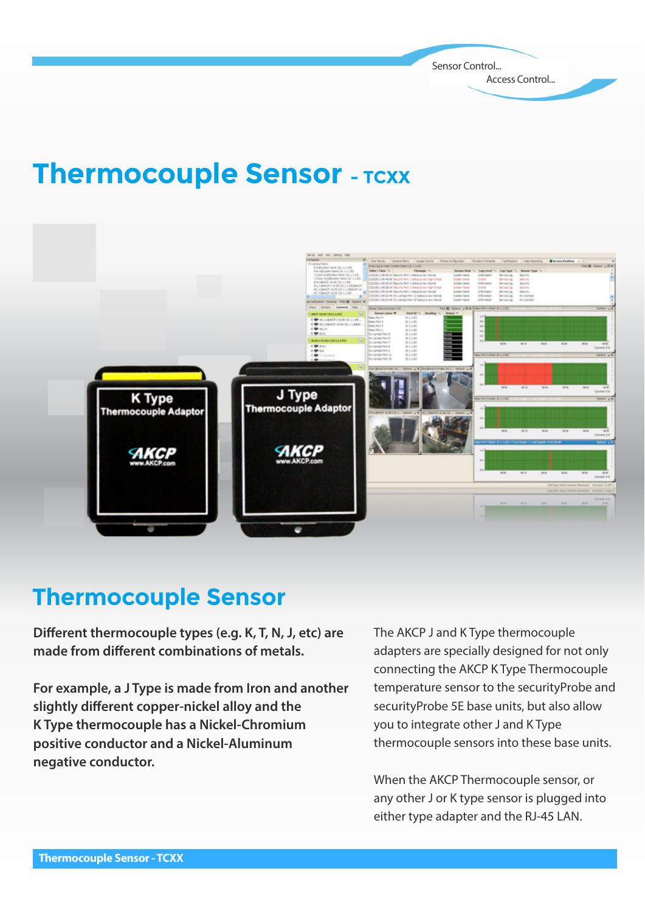Sensor Control...
Access Control...

# Thermocouple Sensor - TCXX

## Thermocouple Sensor

**Different thermocouple types (e.g. K, T, N, J, etc) are made from different combinations of metals.**

**For example, a J Type is made from Iron and another slightly different copper-nickel alloy and the K Type thermocouple has a Nickel-Chromium positive conductor and a Nickel-Aluminum negative conductor.**

The AKCP J and K Type thermocouple adapters are specially designed for not only connecting the AKCP K Type Thermocouple temperature sensor to the securityProbe and securityProbe 5E base units, but also allow you to integrate other J and K Type thermocouple sensors into these base units.

When the AKCP Thermocouple sensor, or any other J or K type sensor is plugged into either type adapter and the RJ-45 LAN.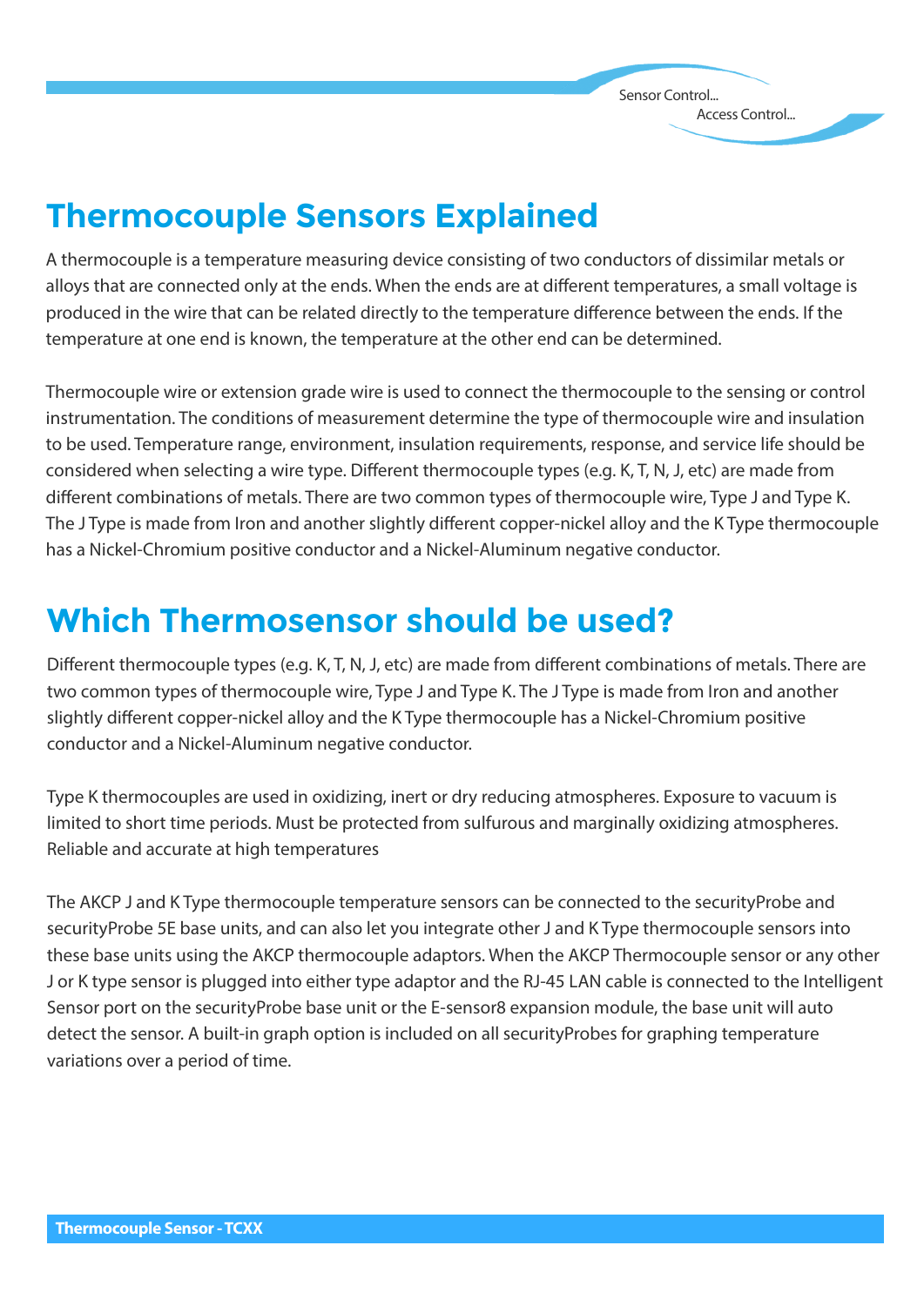# Thermocouple Sensors Explained

A thermocouple is a temperature measuring device consisting of two conductors of dissimilar metals or alloys that are connected only at the ends. When the ends are at different temperatures, a small voltage is produced in the wire that can be related directly to the temperature difference between the ends. If the temperature at one end is known, the temperature at the other end can be determined.

Thermocouple wire or extension grade wire is used to connect the thermocouple to the sensing or control instrumentation. The conditions of measurement determine the type of thermocouple wire and insulation to be used. Temperature range, environment, insulation requirements, response, and service life should be considered when selecting a wire type. Different thermocouple types (e.g. K, T, N, J, etc) are made from different combinations of metals. There are two common types of thermocouple wire, Type J and Type K. The J Type is made from Iron and another slightly different copper-nickel alloy and the K Type thermocouple has a Nickel-Chromium positive conductor and a Nickel-Aluminum negative conductor.

# Which Thermosensor should be used?

Different thermocouple types (e.g. K, T, N, J, etc) are made from different combinations of metals. There are two common types of thermocouple wire, Type J and Type K. The J Type is made from Iron and another slightly different copper-nickel alloy and the K Type thermocouple has a Nickel-Chromium positive conductor and a Nickel-Aluminum negative conductor.

Type K thermocouples are used in oxidizing, inert or dry reducing atmospheres. Exposure to vacuum is limited to short time periods. Must be protected from sulfurous and marginally oxidizing atmospheres. Reliable and accurate at high temperatures

The AKCP J and K Type thermocouple temperature sensors can be connected to the securityProbe and securityProbe 5E base units, and can also let you integrate other J and K Type thermocouple sensors into these base units using the AKCP thermocouple adaptors. When the AKCP Thermocouple sensor or any other J or K type sensor is plugged into either type adaptor and the RJ-45 LAN cable is connected to the Intelligent Sensor port on the securityProbe base unit or the E-sensor8 expansion module, the base unit will auto detect the sensor. A built-in graph option is included on all securityProbes for graphing temperature variations over a period of time.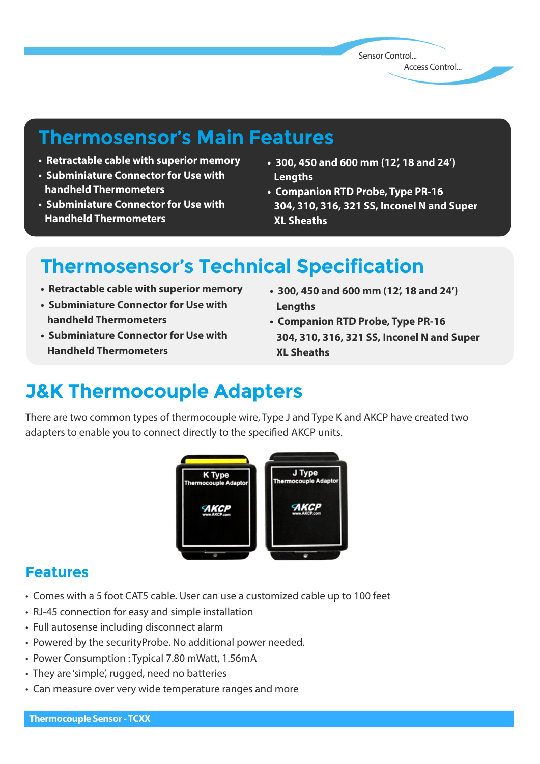## Thermosensor's Main Features

- Retractable cable with superior memory
- Subminiature Connector for Use with handheld Thermometers
- Subminiature Connector for Use with Handheld Thermometers
- 300, 450 and 600 mm (12', 18 and 24') Lengths
- Companion RTD Probe, Type PR-16 304, 310, 316, 321 SS, Inconel N and Super XL Sheaths

## Thermosensor's Technical Specification

- Retractable cable with superior memory
- Subminiature Connector for Use with handheld Thermometers
- Subminiature Connector for Use with Handheld Thermometers
- 300, 450 and 600 mm (12', 18 and 24') Lengths
- Companion RTD Probe, Type PR-16 304, 310, 316, 321 SS, Inconel N and Super XL Sheaths

# J&K Thermocouple Adapters

There are two common types of thermocouple wire, Type J and Type K and AKCP have created two adapters to enable you to connect directly to the specified AKCP units.

## Features

- Comes with a 5 foot CAT5 cable. User can use a customized cable up to 100 feet
- RJ-45 connection for easy and simple installation
- Full autosense including disconnect alarm
- Powered by the securityProbe. No additional power needed.
- Power Consumption : Typical 7.80 mWatt, 1.56mA
- They are 'simple', rugged, need no batteries
- Can measure over very wide temperature ranges and more